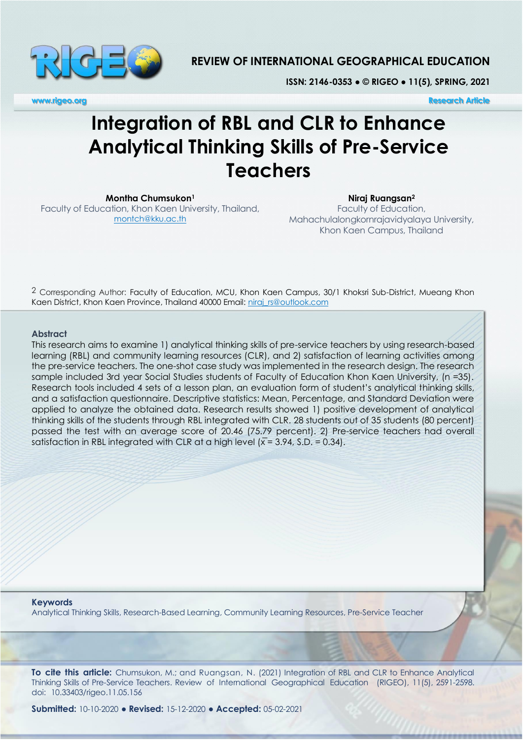# Integration of RBL and CLR to Enhance Analytical Thinking Skills of Pre-Service Teachers

**Montha Chumsukon**[1]
Faculty of Education, Khon Kaen University, Thailand,
montch@kku.ac.th

**Niraj Ruangsan**[2]
Faculty of Education,
Mahachulalongkornrajavidyalaya University,
Khon Kaen Campus, Thailand

2 Corresponding Author: Faculty of Education, MCU, Khon Kaen Campus, 30/1 Khoksri Sub-District, Mueang Khon Kaen District, Khon Kaen Province, Thailand 40000 Email: niraj_rs@outlook.com

## Abstract

This research aims to examine 1) analytical thinking skills of pre-service teachers by using research-based learning (RBL) and community learning resources (CLR), and 2) satisfaction of learning activities among the pre-service teachers. The one-shot case study was implemented in the research design. The research sample included 3rd year Social Studies students of Faculty of Education Khon Kaen University, (n =35). Research tools included 4 sets of a lesson plan, an evaluation form of student's analytical thinking skills, and a satisfaction questionnaire. Descriptive statistics: Mean, Percentage, and Standard Deviation were applied to analyze the obtained data. Research results showed 1) positive development of analytical thinking skills of the students through RBL integrated with CLR. 28 students out of 35 students (80 percent) passed the test with an average score of 20.46 (75.79 percent). 2) Pre-service teachers had overall satisfaction in RBL integrated with CLR at a high level ($\bar{x}$ = 3.94, S.D. = 0.34).

**Keywords**
Analytical Thinking Skills, Research-Based Learning, Community Learning Resources, Pre-Service Teacher

**To cite this article:** Chumsukon, M.; and Ruangsan, N. (2021) Integration of RBL and CLR to Enhance Analytical Thinking Skills of Pre-Service Teachers. Review of International Geographical Education (RIGEO), 11(5), 2591-2598. doi: 10.33403/rigeo.11.05.156

**Submitted:** 10-10-2020 ● **Revised:** 15-12-2020 ● **Accepted:** 05-02-2021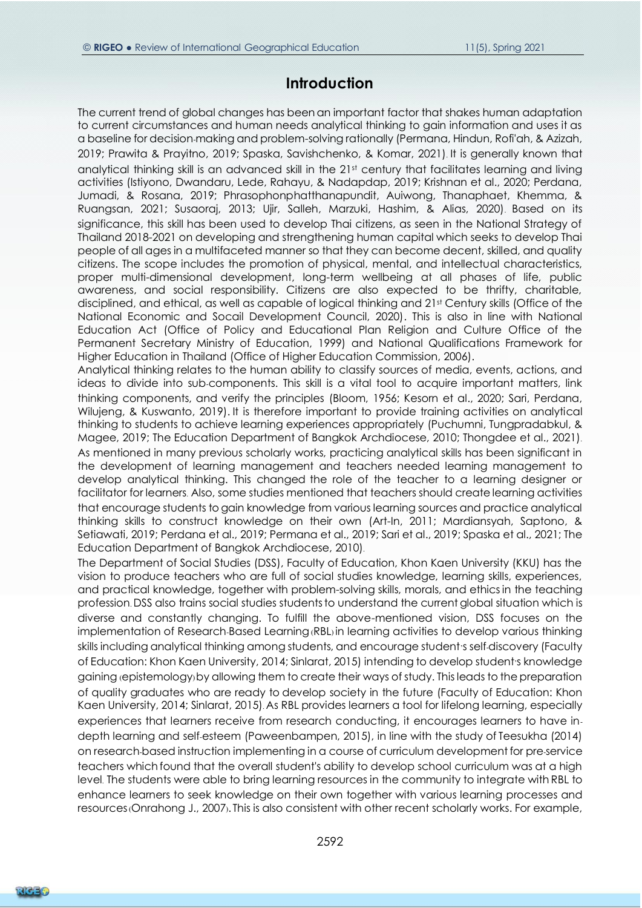## Introduction

The current trend of global changes has been an important factor that shakes human adaptation to current circumstances and human needs analytical thinking to gain information and uses it as a baseline for decision-making and problem-solving rationally (Permana, Hindun, Rofi'ah, & Azizah, 2019; Prawita & Prayitno, 2019; Spaska, Savishchenko, & Komar, 2021). It is generally known that analytical thinking skill is an advanced skill in the 21st century that facilitates learning and living activities (Istiyono, Dwandaru, Lede, Rahayu, & Nadapdap, 2019; Krishnan et al., 2020; Perdana, Jumadi, & Rosana, 2019; Phrasophonphatthanapundit, Auiwong, Thanaphaet, Khemma, & Ruangsan, 2021; Susaoraj, 2013; Ujir, Salleh, Marzuki, Hashim, & Alias, 2020). Based on its significance, this skill has been used to develop Thai citizens, as seen in the National Strategy of Thailand 2018-2021 on developing and strengthening human capital which seeks to develop Thai people of all ages in a multifaceted manner so that they can become decent, skilled, and quality citizens. The scope includes the promotion of physical, mental, and intellectual characteristics, proper multi-dimensional development, long-term wellbeing at all phases of life, public awareness, and social responsibility. Citizens are also expected to be thrifty, charitable, disciplined, and ethical, as well as capable of logical thinking and 21st Century skills (Office of the National Economic and Socail Development Council, 2020). This is also in line with National Education Act (Office of Policy and Educational Plan Religion and Culture Office of the Permanent Secretary Ministry of Education, 1999) and National Qualifications Framework for Higher Education in Thailand (Office of Higher Education Commission, 2006).

Analytical thinking relates to the human ability to classify sources of media, events, actions, and ideas to divide into sub-components. This skill is a vital tool to acquire important matters, link thinking components, and verify the principles (Bloom, 1956; Kesorn et al., 2020; Sari, Perdana, Wilujeng, & Kuswanto, 2019). It is therefore important to provide training activities on analytical thinking to students to achieve learning experiences appropriately (Puchumni, Tungpradabkul, & Magee, 2019; The Education Department of Bangkok Archdiocese, 2010; Thongdee et al., 2021). As mentioned in many previous scholarly works, practicing analytical skills has been significant in the development of learning management and teachers needed learning management to develop analytical thinking. This changed the role of the teacher to a learning designer or facilitator for learners. Also, some studies mentioned that teachers should create learning activities that encourage students to gain knowledge from various learning sources and practice analytical thinking skills to construct knowledge on their own (Art-In, 2011; Mardiansyah, Saptono, & Setiawati, 2019; Perdana et al., 2019; Permana et al., 2019; Sari et al., 2019; Spaska et al., 2021; The Education Department of Bangkok Archdiocese, 2010).

The Department of Social Studies (DSS), Faculty of Education, Khon Kaen University (KKU) has the vision to produce teachers who are full of social studies knowledge, learning skills, experiences, and practical knowledge, together with problem-solving skills, morals, and ethics in the teaching profession. DSS also trains social studies students to understand the current global situation which is diverse and constantly changing. To fulfill the above-mentioned vision, DSS focuses on the implementation of Research-Based Learning (RBL) in learning activities to develop various thinking skills including analytical thinking among students, and encourage student's self-discovery (Faculty of Education: Khon Kaen University, 2014; Sinlarat, 2015) intending to develop student's knowledge gaining (epistemology) by allowing them to create their ways of study. This leads to the preparation of quality graduates who are ready to develop society in the future (Faculty of Education: Khon Kaen University, 2014; Sinlarat, 2015). As RBL provides learners a tool for lifelong learning, especially experiences that learners receive from research conducting, it encourages learners to have in-depth learning and self-esteem (Paweenbampen, 2015), in line with the study of Teesukha (2014) on research-based instruction implementing in a course of curriculum development for pre-service teachers which found that the overall student's ability to develop school curriculum was at a high level. The students were able to bring learning resources in the community to integrate with RBL to enhance learners to seek knowledge on their own together with various learning processes and resources (Onrahong J., 2007). This is also consistent with other recent scholarly works. For example,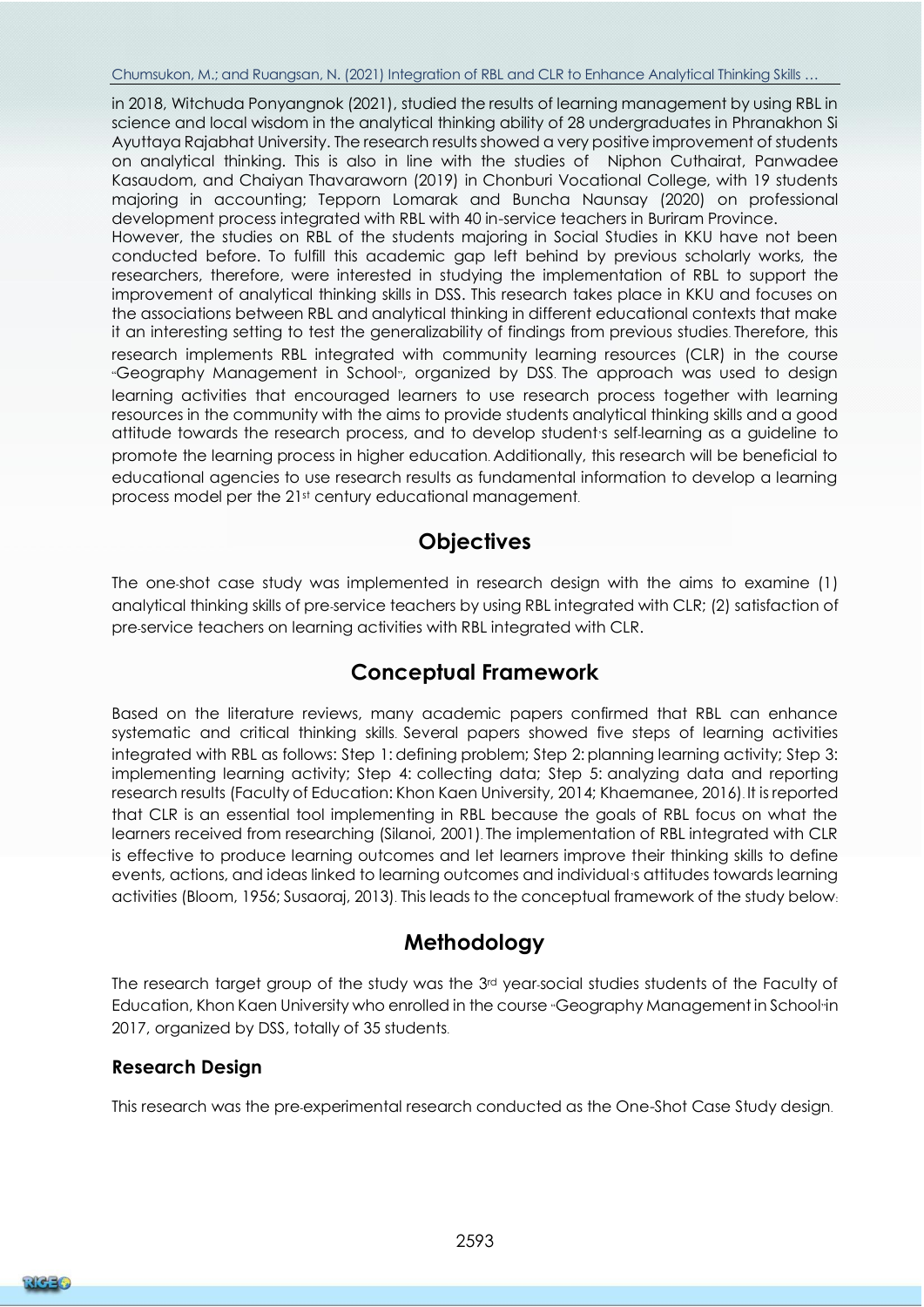in 2018, Witchuda Ponyangnok (2021), studied the results of learning management by using RBL in science and local wisdom in the analytical thinking ability of 28 undergraduates in Phranakhon Si Ayuttaya Rajabhat University. The research results showed a very positive improvement of students on analytical thinking. This is also in line with the studies of Niphon Cuthairat, Panwadee Kasaudom, and Chaiyan Thavaraworn (2019) in Chonburi Vocational College, with 19 students majoring in accounting; Tepporn Lomarak and Buncha Naunsay (2020) on professional development process integrated with RBL with 40 in-service teachers in Buriram Province.

However, the studies on RBL of the students majoring in Social Studies in KKU have not been conducted before. To fulfill this academic gap left behind by previous scholarly works, the researchers, therefore, were interested in studying the implementation of RBL to support the improvement of analytical thinking skills in DSS. This research takes place in KKU and focuses on the associations between RBL and analytical thinking in different educational contexts that make it an interesting setting to test the generalizability of findings from previous studies. Therefore, this research implements RBL integrated with community learning resources (CLR) in the course "Geography Management in School", organized by DSS. The approach was used to design learning activities that encouraged learners to use research process together with learning resources in the community with the aims to provide students analytical thinking skills and a good attitude towards the research process, and to develop student's self-learning as a guideline to promote the learning process in higher education. Additionally, this research will be beneficial to educational agencies to use research results as fundamental information to develop a learning process model per the 21st century educational management.

## Objectives

The one-shot case study was implemented in research design with the aims to examine (1) analytical thinking skills of pre-service teachers by using RBL integrated with CLR; (2) satisfaction of pre-service teachers on learning activities with RBL integrated with CLR.

## Conceptual Framework

Based on the literature reviews, many academic papers confirmed that RBL can enhance systematic and critical thinking skills. Several papers showed five steps of learning activities integrated with RBL as follows: Step 1: defining problem; Step 2: planning learning activity; Step 3: implementing learning activity; Step 4: collecting data; Step 5: analyzing data and reporting research results (Faculty of Education: Khon Kaen University, 2014; Khaemanee, 2016). It is reported that CLR is an essential tool implementing in RBL because the goals of RBL focus on what the learners received from researching (Silanoi, 2001). The implementation of RBL integrated with CLR is effective to produce learning outcomes and let learners improve their thinking skills to define events, actions, and ideas linked to learning outcomes and individual's attitudes towards learning activities (Bloom, 1956; Susaoraj, 2013). This leads to the conceptual framework of the study below:

## Methodology

The research target group of the study was the 3rd year-social studies students of the Faculty of Education, Khon Kaen University who enrolled in the course "Geography Management in School" in 2017, organized by DSS, totally of 35 students.

### Research Design

This research was the pre-experimental research conducted as the One-Shot Case Study design.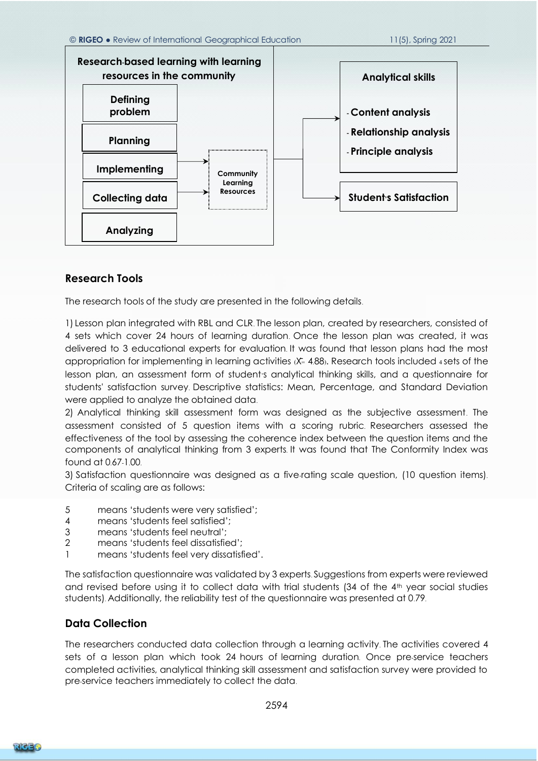Research-based learning with learning resources in the community

- Defining problem
- Planning
- Implementing
- Collecting data
- Analyzing

Community Learning Resources

Analytical skills

- Content analysis
- Relationship analysis
- Principle analysis

Student's Satisfaction

## Research Tools

The research tools of the study are presented in the following details.

1) Lesson plan integrated with RBL and CLR. The lesson plan, created by researchers, consisted of 4 sets which cover 24 hours of learning duration. Once the lesson plan was created, it was delivered to 3 educational experts for evaluation. It was found that lesson plans had the most appropriation for implementing in learning activities ($\bar{X}$= 4.88). Research tools included 4 sets of the lesson plan, an assessment form of student's analytical thinking skills, and a questionnaire for students' satisfaction survey. Descriptive statistics: Mean, Percentage, and Standard Deviation were applied to analyze the obtained data.

2) Analytical thinking skill assessment form was designed as the subjective assessment. The assessment consisted of 5 question items with a scoring rubric. Researchers assessed the effectiveness of the tool by assessing the coherence index between the question items and the components of analytical thinking from 3 experts. It was found that The Conformity Index was found at 0.67-1.00.

3) Satisfaction questionnaire was designed as a five-rating scale question, (10 question items). Criteria of scaling are as follows:

5 means 'students were very satisfied';
4 means 'students feel satisfied';
3 means 'students feel neutral';
2 means 'students feel dissatisfied';
1 means 'students feel very dissatisfied'.

The satisfaction questionnaire was validated by 3 experts. Suggestions from experts were reviewed and revised before using it to collect data with trial students (34 of the 4th year social studies students). Additionally, the reliability test of the questionnaire was presented at 0.79.

## Data Collection

The researchers conducted data collection through a learning activity. The activities covered 4 sets of a lesson plan which took 24 hours of learning duration. Once pre-service teachers completed activities, analytical thinking skill assessment and satisfaction survey were provided to pre-service teachers immediately to collect the data.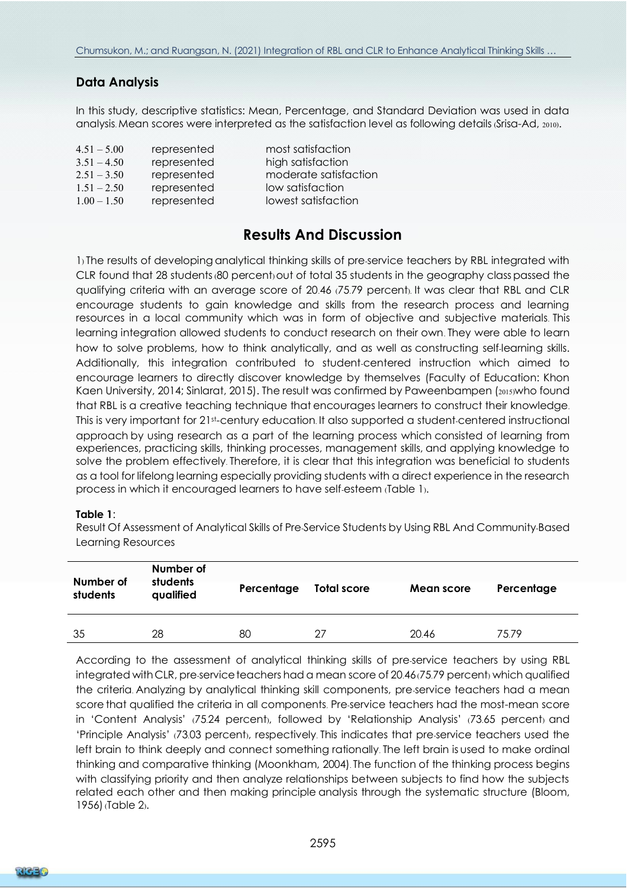## Data Analysis

In this study, descriptive statistics: Mean, Percentage, and Standard Deviation was used in data analysis. Mean scores were interpreted as the satisfaction level as following details (Srisa-Ad, 2010).

| | | |
|---|---|---|
| 4.51 – 5.00 | represented | most satisfaction |
| 3.51 – 4.50 | represented | high satisfaction |
| 2.51 – 3.50 | represented | moderate satisfaction |
| 1.51 – 2.50 | represented | low satisfaction |
| 1.00 – 1.50 | represented | lowest satisfaction |

## Results And Discussion

1) The results of developing analytical thinking skills of pre-service teachers by RBL integrated with CLR found that 28 students (80 percent) out of total 35 students in the geography class passed the qualifying criteria with an average score of 20.46 (75.79 percent). It was clear that RBL and CLR encourage students to gain knowledge and skills from the research process and learning resources in a local community which was in form of objective and subjective materials. This learning integration allowed students to conduct research on their own. They were able to learn how to solve problems, how to think analytically, and as well as constructing self-learning skills. Additionally, this integration contributed to student-centered instruction which aimed to encourage learners to directly discover knowledge by themselves (Faculty of Education: Khon Kaen University, 2014; Sinlarat, 2015). The result was confirmed by Paweenbampen (2015) who found that RBL is a creative teaching technique that encourages learners to construct their knowledge. This is very important for 21st-century education. It also supported a student-centered instructional approach by using research as a part of the learning process which consisted of learning from experiences, practicing skills, thinking processes, management skills, and applying knowledge to solve the problem effectively. Therefore, it is clear that this integration was beneficial to students as a tool for lifelong learning especially providing students with a direct experience in the research process in which it encouraged learners to have self-esteem (Table 1).

**Table 1**:
Result Of Assessment of Analytical Skills of Pre-Service Students by Using RBL And Community-Based Learning Resources

| Number of students | Number of students qualified | Percentage | Total score | Mean score | Percentage |
|---|---|---|---|---|---|
| 35 | 28 | 80 | 27 | 20.46 | 75.79 |

According to the assessment of analytical thinking skills of pre-service teachers by using RBL integrated with CLR, pre-service teachers had a mean score of 20.46 (75.79 percent) which qualified the criteria. Analyzing by analytical thinking skill components, pre-service teachers had a mean score that qualified the criteria in all components. Pre-service teachers had the most-mean score in 'Content Analysis' (75.24 percent), followed by 'Relationship Analysis' (73.65 percent) and 'Principle Analysis' (73.03 percent), respectively. This indicates that pre-service teachers used the left brain to think deeply and connect something rationally. The left brain is used to make ordinal thinking and comparative thinking (Moonkham, 2004). The function of the thinking process begins with classifying priority and then analyze relationships between subjects to find how the subjects related each other and then making principle analysis through the systematic structure (Bloom, 1956) (Table 2).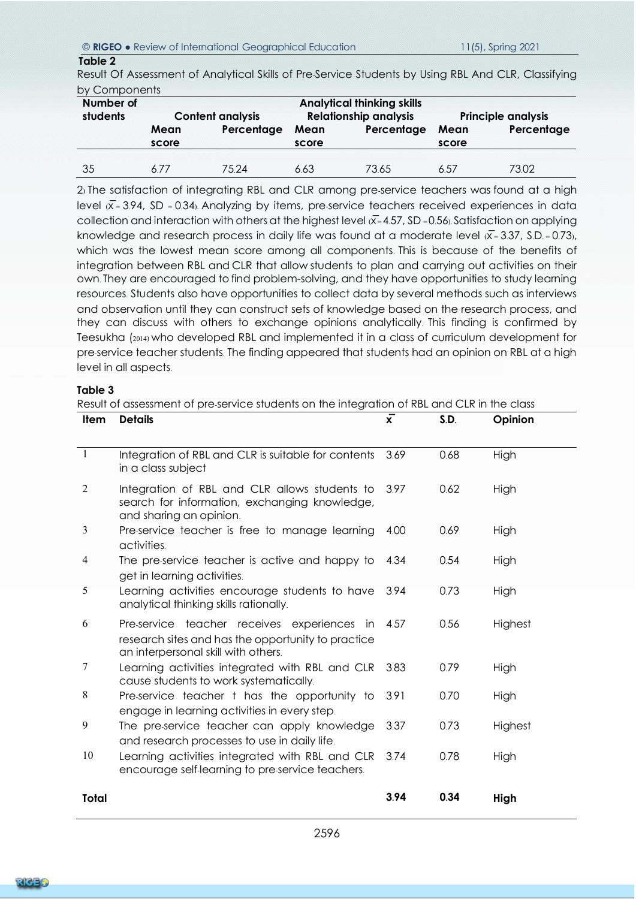**Table 2**

Result Of Assessment of Analytical Skills of Pre-Service Students by Using RBL And CLR, Classifying by Components

| Number of students | Analytical thinking skills | | | | | |
|---|---|---|---|---|---|---|
| | Content analysis | | Relationship analysis | | Principle analysis | |
| | Mean score | Percentage | Mean score | Percentage | Mean score | Percentage |
| 35 | 6.77 | 75.24 | 6.63 | 73.65 | 6.57 | 73.02 |

2) The satisfaction of integrating RBL and CLR among pre-service teachers was found at a high level ($\bar{x}$ = 3.94, SD = 0.34). Analyzing by items, pre-service teachers received experiences in data collection and interaction with others at the highest level ($\bar{x}$ = 4.57, SD = 0.56). Satisfaction on applying knowledge and research process in daily life was found at a moderate level ($\bar{x}$ = 3.37, S.D. = 0.73), which was the lowest mean score among all components. This is because of the benefits of integration between RBL and CLR that allow students to plan and carrying out activities on their own. They are encouraged to find problem-solving, and they have opportunities to study learning resources. Students also have opportunities to collect data by several methods such as interviews and observation until they can construct sets of knowledge based on the research process, and they can discuss with others to exchange opinions analytically. This finding is confirmed by Teesukha (2014) who developed RBL and implemented it in a class of curriculum development for pre-service teacher students. The finding appeared that students had an opinion on RBL at a high level in all aspects.

**Table 3**

Result of assessment of pre-service students on the integration of RBL and CLR in the class

| Item | Details | $\bar{x}$ | S.D. | Opinion |
|---|---|---|---|---|
| 1 | Integration of RBL and CLR is suitable for contents in a class subject | 3.69 | 0.68 | High |
| 2 | Integration of RBL and CLR allows students to search for information, exchanging knowledge, and sharing an opinion. | 3.97 | 0.62 | High |
| 3 | Pre-service teacher is free to manage learning activities. | 4.00 | 0.69 | High |
| 4 | The pre-service teacher is active and happy to get in learning activities. | 4.34 | 0.54 | High |
| 5 | Learning activities encourage students to have analytical thinking skills rationally. | 3.94 | 0.73 | High |
| 6 | Pre-service teacher receives experiences in research sites and has the opportunity to practice an interpersonal skill with others. | 4.57 | 0.56 | Highest |
| 7 | Learning activities integrated with RBL and CLR cause students to work systematically. | 3.83 | 0.79 | High |
| 8 | Pre-service teacher t has the opportunity to engage in learning activities in every step. | 3.91 | 0.70 | High |
| 9 | The pre-service teacher can apply knowledge and research processes to use in daily life. | 3.37 | 0.73 | Highest |
| 10 | Learning activities integrated with RBL and CLR encourage self-learning to pre-service teachers. | 3.74 | 0.78 | High |
| **Total** | | **3.94** | **0.34** | **High** |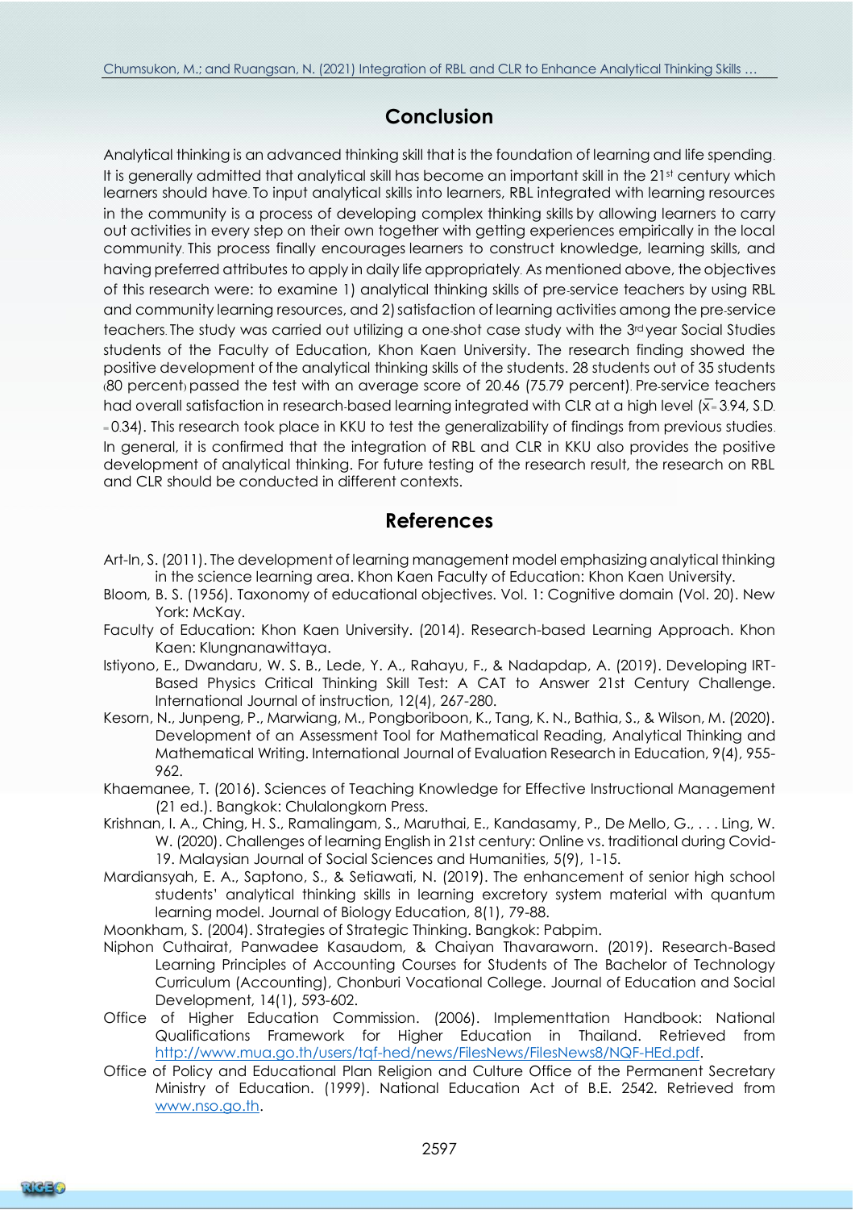## Conclusion

Analytical thinking is an advanced thinking skill that is the foundation of learning and life spending. It is generally admitted that analytical skill has become an important skill in the 21st century which learners should have. To input analytical skills into learners, RBL integrated with learning resources in the community is a process of developing complex thinking skills by allowing learners to carry out activities in every step on their own together with getting experiences empirically in the local community. This process finally encourages learners to construct knowledge, learning skills, and having preferred attributes to apply in daily life appropriately. As mentioned above, the objectives of this research were: to examine 1) analytical thinking skills of pre-service teachers by using RBL and community learning resources, and 2) satisfaction of learning activities among the pre-service teachers. The study was carried out utilizing a one-shot case study with the 3rd year Social Studies students of the Faculty of Education, Khon Kaen University. The research finding showed the positive development of the analytical thinking skills of the students. 28 students out of 35 students (80 percent) passed the test with an average score of 20.46 (75.79 percent). Pre-service teachers had overall satisfaction in research-based learning integrated with CLR at a high level ($\bar{x}$ = 3.94, S.D. = 0.34). This research took place in KKU to test the generalizability of findings from previous studies. In general, it is confirmed that the integration of RBL and CLR in KKU also provides the positive development of analytical thinking. For future testing of the research result, the research on RBL and CLR should be conducted in different contexts.

## References

Art-In, S. (2011). The development of learning management model emphasizing analytical thinking in the science learning area. Khon Kaen Faculty of Education: Khon Kaen University.

Bloom, B. S. (1956). Taxonomy of educational objectives. Vol. 1: Cognitive domain (Vol. 20). New York: McKay.

Faculty of Education: Khon Kaen University. (2014). Research-based Learning Approach. Khon Kaen: Klungnanawittaya.

Istiyono, E., Dwandaru, W. S. B., Lede, Y. A., Rahayu, F., & Nadapdap, A. (2019). Developing IRT-Based Physics Critical Thinking Skill Test: A CAT to Answer 21st Century Challenge. International Journal of instruction, 12(4), 267-280.

Kesorn, N., Junpeng, P., Marwiang, M., Pongboriboon, K., Tang, K. N., Bathia, S., & Wilson, M. (2020). Development of an Assessment Tool for Mathematical Reading, Analytical Thinking and Mathematical Writing. International Journal of Evaluation Research in Education, 9(4), 955-962.

Khaemanee, T. (2016). Sciences of Teaching Knowledge for Effective Instructional Management (21 ed.). Bangkok: Chulalongkorn Press.

Krishnan, I. A., Ching, H. S., Ramalingam, S., Maruthai, E., Kandasamy, P., De Mello, G., . . . Ling, W. W. (2020). Challenges of learning English in 21st century: Online vs. traditional during Covid-19. Malaysian Journal of Social Sciences and Humanities, 5(9), 1-15.

Mardiansyah, E. A., Saptono, S., & Setiawati, N. (2019). The enhancement of senior high school students' analytical thinking skills in learning excretory system material with quantum learning model. Journal of Biology Education, 8(1), 79-88.

Moonkham, S. (2004). Strategies of Strategic Thinking. Bangkok: Pabpim.

Niphon Cuthairat, Panwadee Kasaudom, & Chaiyan Thavaraworn. (2019). Research-Based Learning Principles of Accounting Courses for Students of The Bachelor of Technology Curriculum (Accounting), Chonburi Vocational College. Journal of Education and Social Development, 14(1), 593-602.

Office of Higher Education Commission. (2006). Implementtation Handbook: National Qualifications Framework for Higher Education in Thailand. Retrieved from http://www.mua.go.th/users/tqf-hed/news/FilesNews/FilesNews8/NQF-HEd.pdf.

Office of Policy and Educational Plan Religion and Culture Office of the Permanent Secretary Ministry of Education. (1999). National Education Act of B.E. 2542. Retrieved from www.nso.go.th.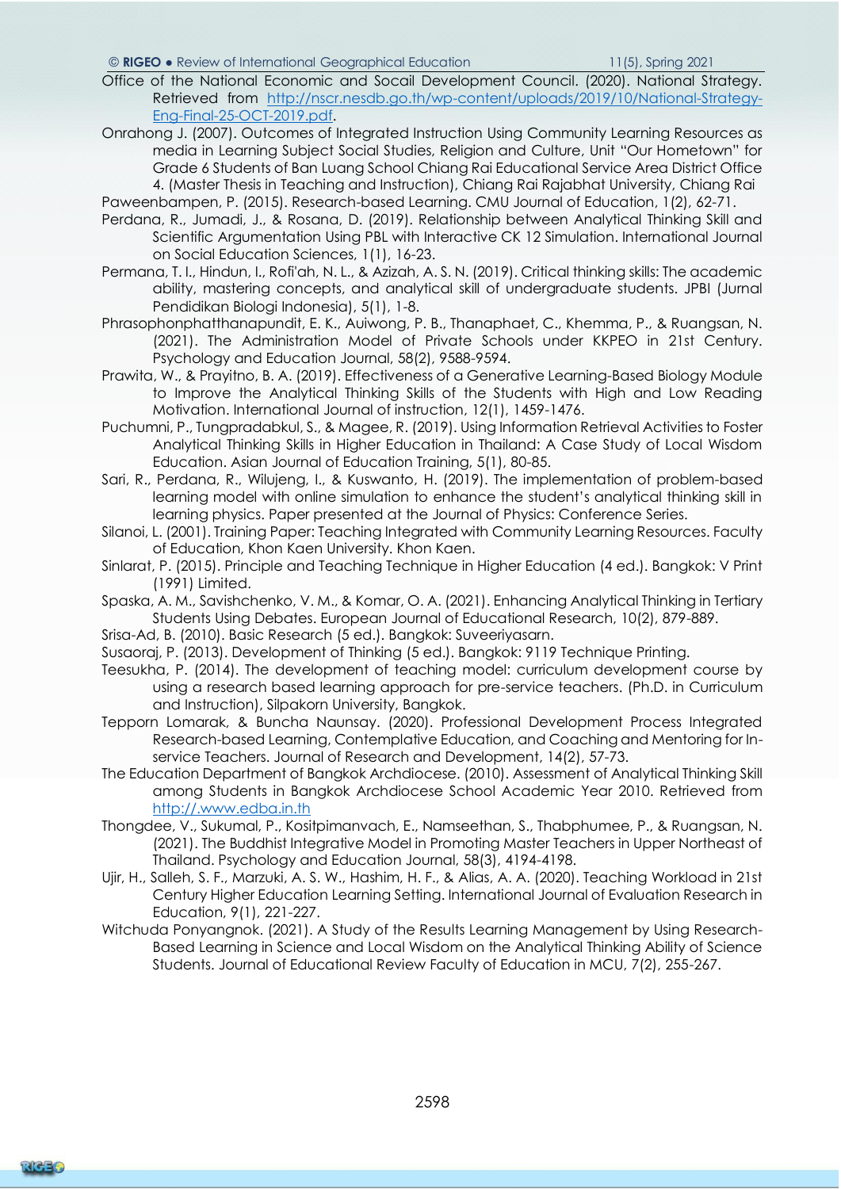Office of the National Economic and Socail Development Council. (2020). National Strategy. Retrieved from http://nscr.nesdb.go.th/wp-content/uploads/2019/10/National-Strategy-Eng-Final-25-OCT-2019.pdf.

Onrahong J. (2007). Outcomes of Integrated Instruction Using Community Learning Resources as media in Learning Subject Social Studies, Religion and Culture, Unit "Our Hometown" for Grade 6 Students of Ban Luang School Chiang Rai Educational Service Area District Office 4. (Master Thesis in Teaching and Instruction), Chiang Rai Rajabhat University, Chiang Rai

Paweenbampen, P. (2015). Research-based Learning. CMU Journal of Education, 1(2), 62-71.

Perdana, R., Jumadi, J., & Rosana, D. (2019). Relationship between Analytical Thinking Skill and Scientific Argumentation Using PBL with Interactive CK 12 Simulation. International Journal on Social Education Sciences, 1(1), 16-23.

Permana, T. I., Hindun, I., Rofi'ah, N. L., & Azizah, A. S. N. (2019). Critical thinking skills: The academic ability, mastering concepts, and analytical skill of undergraduate students. JPBI (Jurnal Pendidikan Biologi Indonesia), 5(1), 1-8.

Phrasophonphatthanapundit, E. K., Auiwong, P. B., Thanaphaet, C., Khemma, P., & Ruangsan, N. (2021). The Administration Model of Private Schools under KKPEO in 21st Century. Psychology and Education Journal, 58(2), 9588-9594.

Prawita, W., & Prayitno, B. A. (2019). Effectiveness of a Generative Learning-Based Biology Module to Improve the Analytical Thinking Skills of the Students with High and Low Reading Motivation. International Journal of instruction, 12(1), 1459-1476.

Puchumni, P., Tungpradabkul, S., & Magee, R. (2019). Using Information Retrieval Activities to Foster Analytical Thinking Skills in Higher Education in Thailand: A Case Study of Local Wisdom Education. Asian Journal of Education Training, 5(1), 80-85.

Sari, R., Perdana, R., Wilujeng, I., & Kuswanto, H. (2019). The implementation of problem-based learning model with online simulation to enhance the student's analytical thinking skill in learning physics. Paper presented at the Journal of Physics: Conference Series.

Silanoi, L. (2001). Training Paper: Teaching Integrated with Community Learning Resources. Faculty of Education, Khon Kaen University. Khon Kaen.

Sinlarat, P. (2015). Principle and Teaching Technique in Higher Education (4 ed.). Bangkok: V Print (1991) Limited.

Spaska, A. M., Savishchenko, V. M., & Komar, O. A. (2021). Enhancing Analytical Thinking in Tertiary Students Using Debates. European Journal of Educational Research, 10(2), 879-889.

Srisa-Ad, B. (2010). Basic Research (5 ed.). Bangkok: Suveeriyasarn.

Susaoraj, P. (2013). Development of Thinking (5 ed.). Bangkok: 9119 Technique Printing.

Teesukha, P. (2014). The development of teaching model: curriculum development course by using a research based learning approach for pre-service teachers. (Ph.D. in Curriculum and Instruction), Silpakorn University, Bangkok.

Tepporn Lomarak, & Buncha Naunsay. (2020). Professional Development Process Integrated Research-based Learning, Contemplative Education, and Coaching and Mentoring for In-service Teachers. Journal of Research and Development, 14(2), 57-73.

The Education Department of Bangkok Archdiocese. (2010). Assessment of Analytical Thinking Skill among Students in Bangkok Archdiocese School Academic Year 2010. Retrieved from http://.www.edba.in.th

Thongdee, V., Sukumal, P., Kositpimanvach, E., Namseethan, S., Thabphumee, P., & Ruangsan, N. (2021). The Buddhist Integrative Model in Promoting Master Teachers in Upper Northeast of Thailand. Psychology and Education Journal, 58(3), 4194-4198.

Ujir, H., Salleh, S. F., Marzuki, A. S. W., Hashim, H. F., & Alias, A. A. (2020). Teaching Workload in 21st Century Higher Education Learning Setting. International Journal of Evaluation Research in Education, 9(1), 221-227.

Witchuda Ponyangnok. (2021). A Study of the Results Learning Management by Using Research-Based Learning in Science and Local Wisdom on the Analytical Thinking Ability of Science Students. Journal of Educational Review Faculty of Education in MCU, 7(2), 255-267.